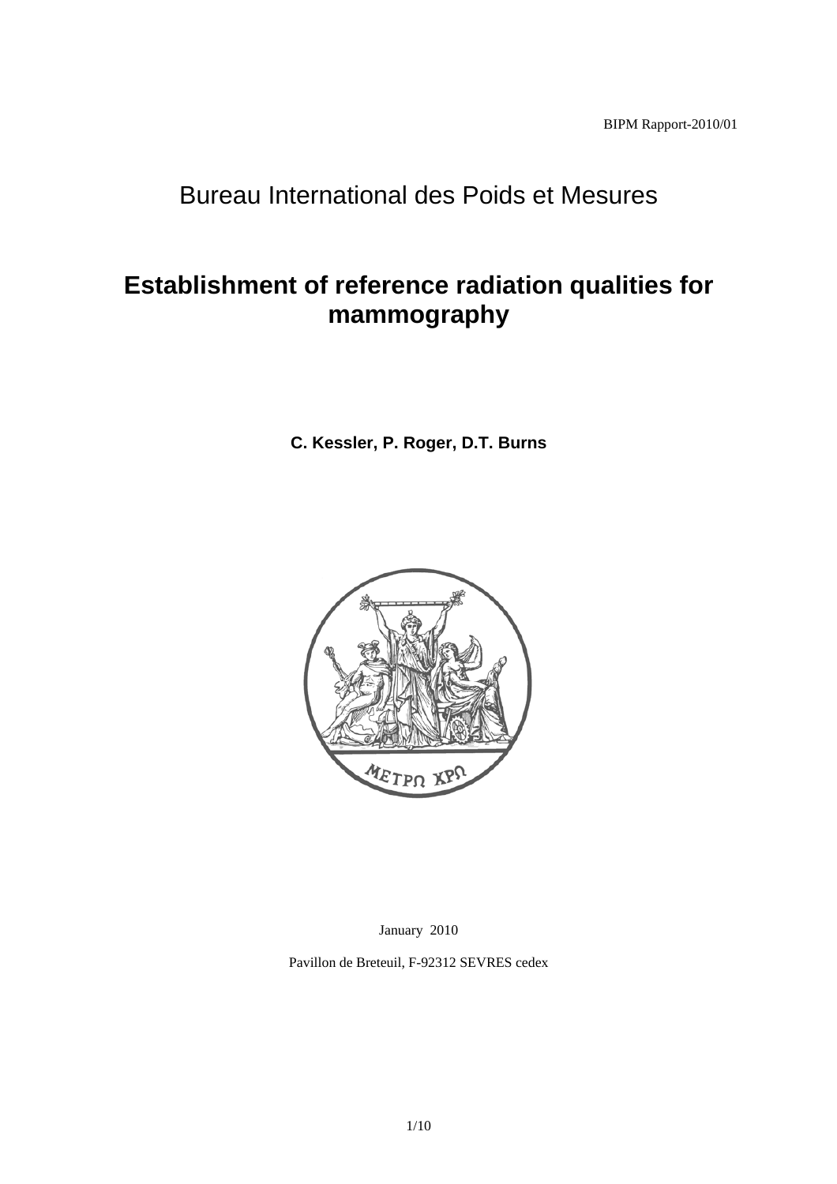BIPM Rapport-2010/01

Bureau International des Poids et Mesures

# Establishment of reference radiation qualities for mammography

**C. Kessler, P. Roger, D.T. Burns**

January 2010

Pavillon de Breteuil, F-92312 SEVRES cedex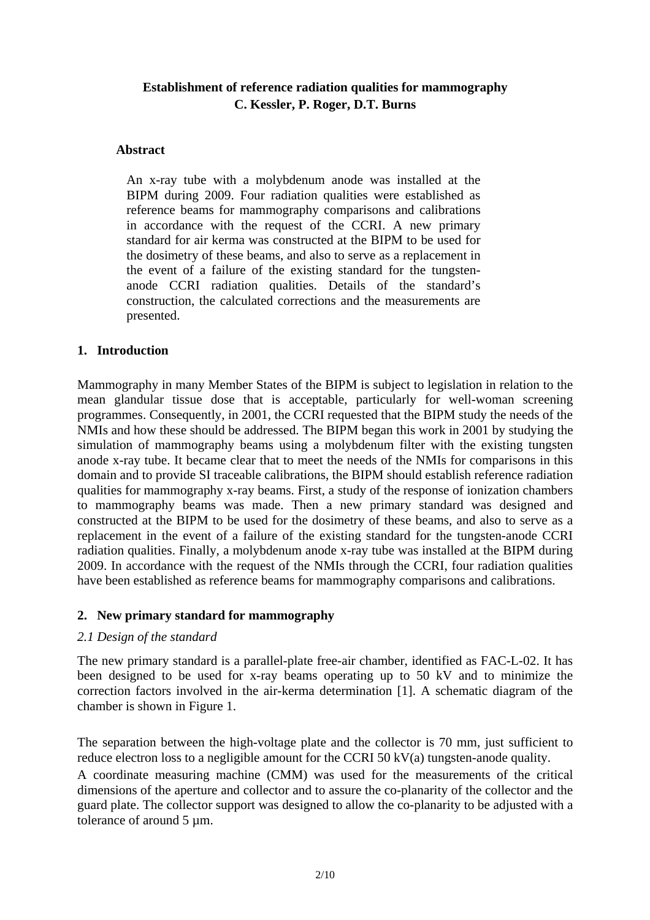**Establishment of reference radiation qualities for mammography**
**C. Kessler, P. Roger, D.T. Burns**

**Abstract**

An x-ray tube with a molybdenum anode was installed at the BIPM during 2009. Four radiation qualities were established as reference beams for mammography comparisons and calibrations in accordance with the request of the CCRI. A new primary standard for air kerma was constructed at the BIPM to be used for the dosimetry of these beams, and also to serve as a replacement in the event of a failure of the existing standard for the tungsten-anode CCRI radiation qualities. Details of the standard's construction, the calculated corrections and the measurements are presented.

## 1. Introduction

Mammography in many Member States of the BIPM is subject to legislation in relation to the mean glandular tissue dose that is acceptable, particularly for well-woman screening programmes. Consequently, in 2001, the CCRI requested that the BIPM study the needs of the NMIs and how these should be addressed. The BIPM began this work in 2001 by studying the simulation of mammography beams using a molybdenum filter with the existing tungsten anode x-ray tube. It became clear that to meet the needs of the NMIs for comparisons in this domain and to provide SI traceable calibrations, the BIPM should establish reference radiation qualities for mammography x-ray beams. First, a study of the response of ionization chambers to mammography beams was made. Then a new primary standard was designed and constructed at the BIPM to be used for the dosimetry of these beams, and also to serve as a replacement in the event of a failure of the existing standard for the tungsten-anode CCRI radiation qualities. Finally, a molybdenum anode x-ray tube was installed at the BIPM during 2009. In accordance with the request of the NMIs through the CCRI, four radiation qualities have been established as reference beams for mammography comparisons and calibrations.

## 2. New primary standard for mammography

### *2.1 Design of the standard*

The new primary standard is a parallel-plate free-air chamber, identified as FAC-L-02. It has been designed to be used for x-ray beams operating up to 50 kV and to minimize the correction factors involved in the air-kerma determination [1]. A schematic diagram of the chamber is shown in Figure 1.

The separation between the high-voltage plate and the collector is 70 mm, just sufficient to reduce electron loss to a negligible amount for the CCRI 50 kV(a) tungsten-anode quality.

A coordinate measuring machine (CMM) was used for the measurements of the critical dimensions of the aperture and collector and to assure the co-planarity of the collector and the guard plate. The collector support was designed to allow the co-planarity to be adjusted with a tolerance of around 5 µm.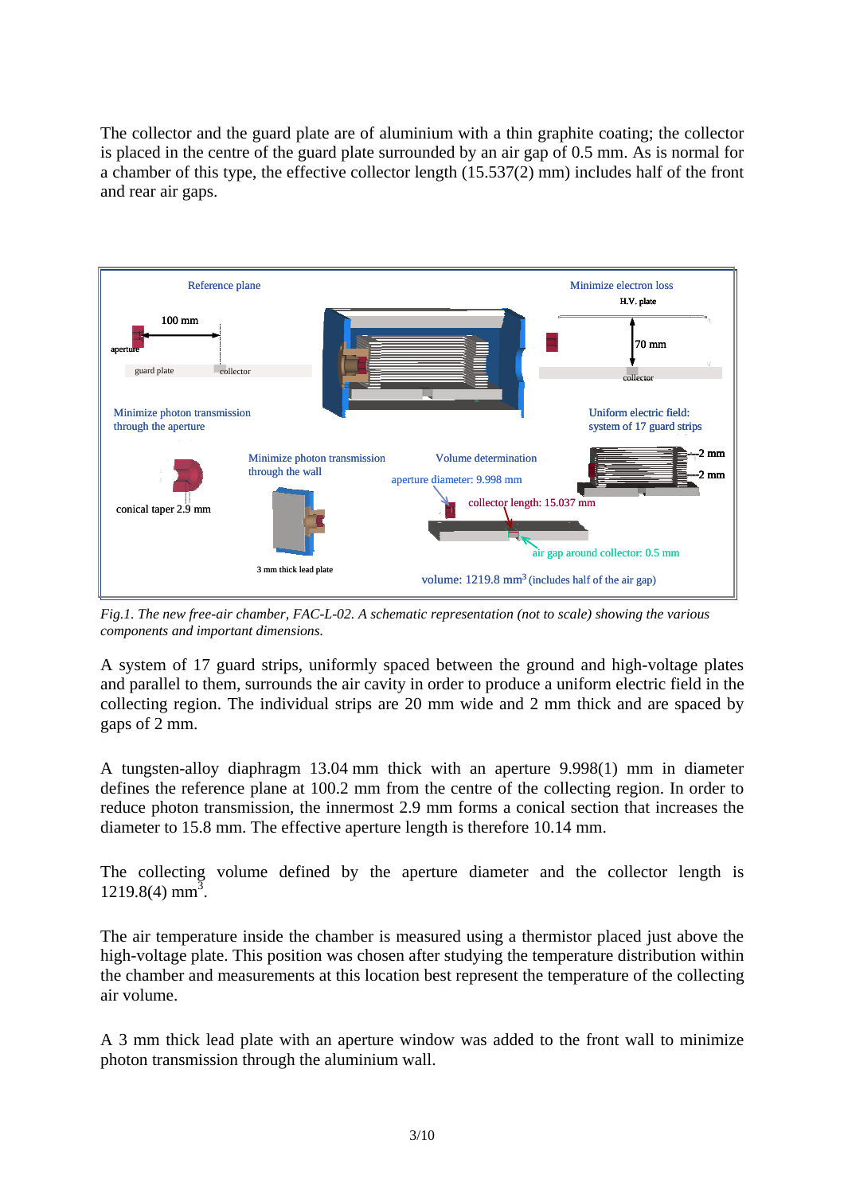The collector and the guard plate are of aluminium with a thin graphite coating; the collector is placed in the centre of the guard plate surrounded by an air gap of 0.5 mm. As is normal for a chamber of this type, the effective collector length (15.537(2) mm) includes half of the front and rear air gaps.

*Fig.1. The new free-air chamber, FAC-L-02. A schematic representation (not to scale) showing the various components and important dimensions.*

A system of 17 guard strips, uniformly spaced between the ground and high-voltage plates and parallel to them, surrounds the air cavity in order to produce a uniform electric field in the collecting region. The individual strips are 20 mm wide and 2 mm thick and are spaced by gaps of 2 mm.

A tungsten-alloy diaphragm 13.04 mm thick with an aperture 9.998(1) mm in diameter defines the reference plane at 100.2 mm from the centre of the collecting region. In order to reduce photon transmission, the innermost 2.9 mm forms a conical section that increases the diameter to 15.8 mm. The effective aperture length is therefore 10.14 mm.

The collecting volume defined by the aperture diameter and the collector length is 1219.8(4) $mm^3$.

The air temperature inside the chamber is measured using a thermistor placed just above the high-voltage plate. This position was chosen after studying the temperature distribution within the chamber and measurements at this location best represent the temperature of the collecting air volume.

A 3 mm thick lead plate with an aperture window was added to the front wall to minimize photon transmission through the aluminium wall.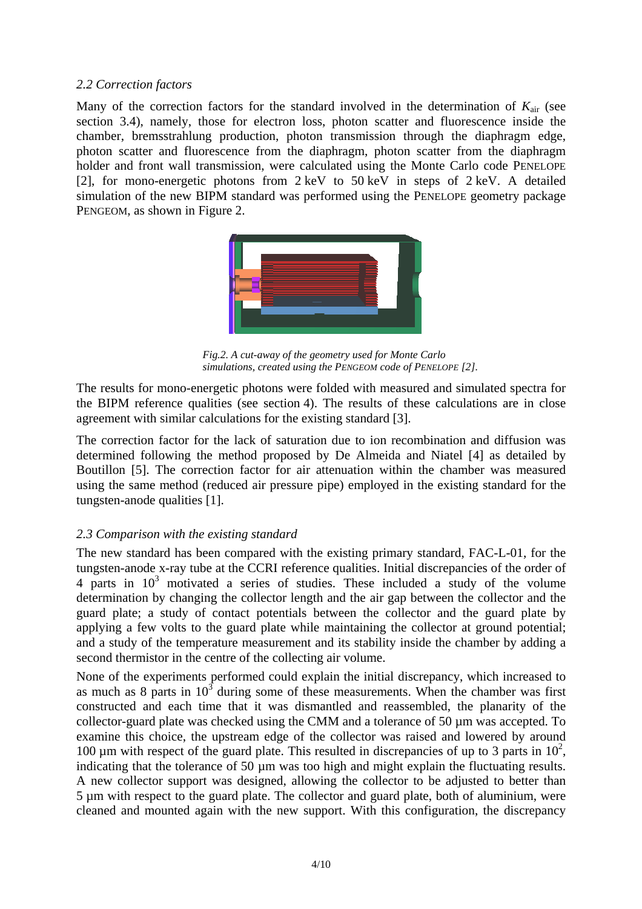*2.2 Correction factors*

Many of the correction factors for the standard involved in the determination of $K_{air}$ (see section 3.4), namely, those for electron loss, photon scatter and fluorescence inside the chamber, bremsstrahlung production, photon transmission through the diaphragm edge, photon scatter and fluorescence from the diaphragm, photon scatter from the diaphragm holder and front wall transmission, were calculated using the Monte Carlo code PENELOPE [2], for mono-energetic photons from 2 keV to 50 keV in steps of 2 keV. A detailed simulation of the new BIPM standard was performed using the PENELOPE geometry package PENGEOM, as shown in Figure 2.

*Fig.2. A cut-away of the geometry used for Monte Carlo simulations, created using the PENGEOM code of PENELOPE [2].*

The results for mono-energetic photons were folded with measured and simulated spectra for the BIPM reference qualities (see section 4). The results of these calculations are in close agreement with similar calculations for the existing standard [3].

The correction factor for the lack of saturation due to ion recombination and diffusion was determined following the method proposed by De Almeida and Niatel [4] as detailed by Boutillon [5]. The correction factor for air attenuation within the chamber was measured using the same method (reduced air pressure pipe) employed in the existing standard for the tungsten-anode qualities [1].

*2.3 Comparison with the existing standard*

The new standard has been compared with the existing primary standard, FAC-L-01, for the tungsten-anode x-ray tube at the CCRI reference qualities. Initial discrepancies of the order of 4 parts in $10^3$ motivated a series of studies. These included a study of the volume determination by changing the collector length and the air gap between the collector and the guard plate; a study of contact potentials between the collector and the guard plate by applying a few volts to the guard plate while maintaining the collector at ground potential; and a study of the temperature measurement and its stability inside the chamber by adding a second thermistor in the centre of the collecting air volume.

None of the experiments performed could explain the initial discrepancy, which increased to as much as 8 parts in $10^3$ during some of these measurements. When the chamber was first constructed and each time that it was dismantled and reassembled, the planarity of the collector-guard plate was checked using the CMM and a tolerance of 50 µm was accepted. To examine this choice, the upstream edge of the collector was raised and lowered by around 100 µm with respect of the guard plate. This resulted in discrepancies of up to 3 parts in $10^2$, indicating that the tolerance of 50 µm was too high and might explain the fluctuating results. A new collector support was designed, allowing the collector to be adjusted to better than 5 µm with respect to the guard plate. The collector and guard plate, both of aluminium, were cleaned and mounted again with the new support. With this configuration, the discrepancy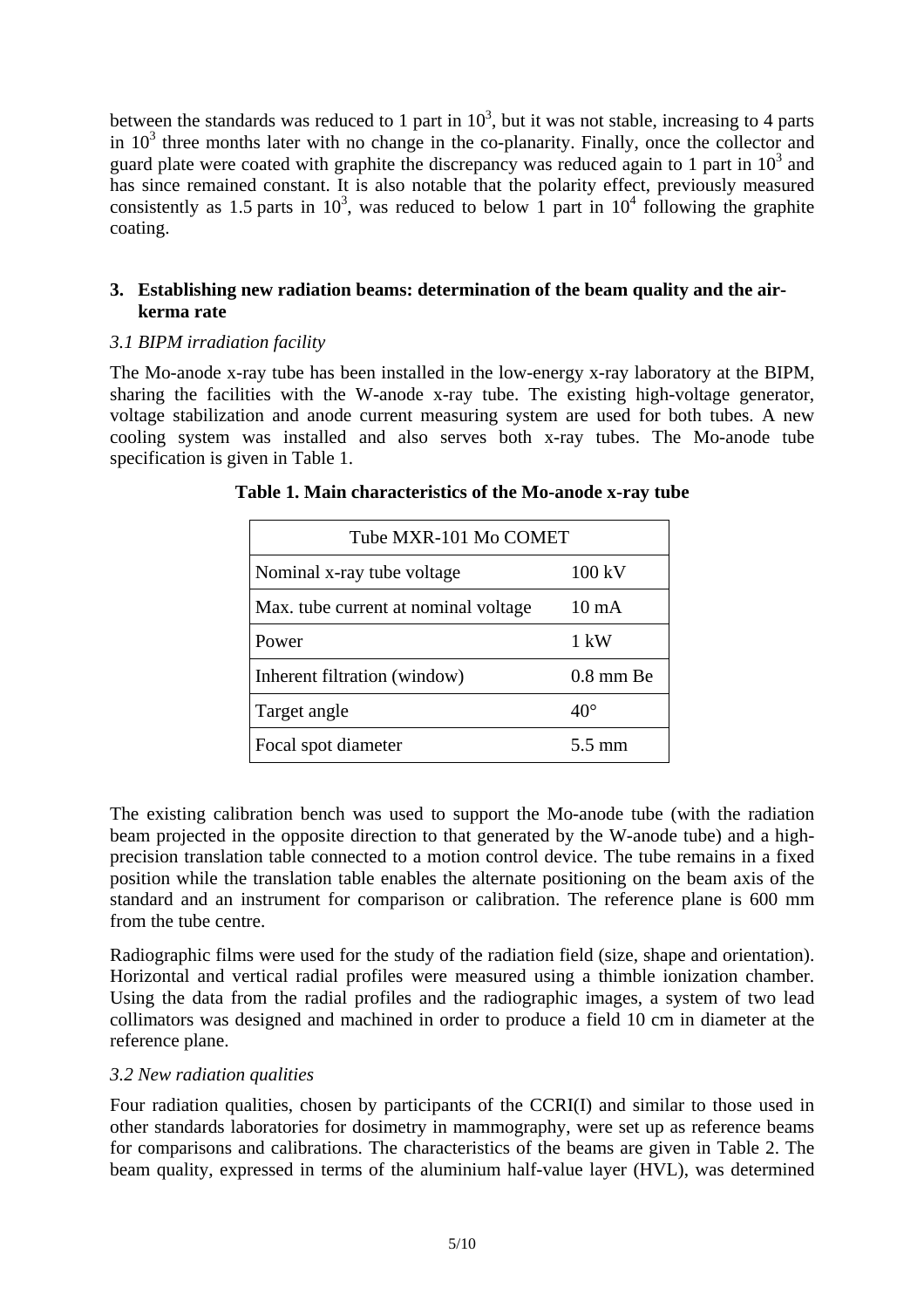between the standards was reduced to 1 part in $10^3$, but it was not stable, increasing to 4 parts in $10^3$ three months later with no change in the co-planarity. Finally, once the collector and guard plate were coated with graphite the discrepancy was reduced again to 1 part in $10^3$ and has since remained constant. It is also notable that the polarity effect, previously measured consistently as 1.5 parts in $10^3$, was reduced to below 1 part in $10^4$ following the graphite coating.

## 3. Establishing new radiation beams: determination of the beam quality and the air-kerma rate

### *3.1 BIPM irradiation facility*

The Mo-anode x-ray tube has been installed in the low-energy x-ray laboratory at the BIPM, sharing the facilities with the W-anode x-ray tube. The existing high-voltage generator, voltage stabilization and anode current measuring system are used for both tubes. A new cooling system was installed and also serves both x-ray tubes. The Mo-anode tube specification is given in Table 1.

**Table 1. Main characteristics of the Mo-anode x-ray tube**

| Tube MXR-101 Mo COMET | |
|---|---|
| Nominal x-ray tube voltage | 100 kV |
| Max. tube current at nominal voltage | 10 mA |
| Power | 1 kW |
| Inherent filtration (window) | 0.8 mm Be |
| Target angle | 40° |
| Focal spot diameter | 5.5 mm |

The existing calibration bench was used to support the Mo-anode tube (with the radiation beam projected in the opposite direction to that generated by the W-anode tube) and a high-precision translation table connected to a motion control device. The tube remains in a fixed position while the translation table enables the alternate positioning on the beam axis of the standard and an instrument for comparison or calibration. The reference plane is 600 mm from the tube centre.

Radiographic films were used for the study of the radiation field (size, shape and orientation). Horizontal and vertical radial profiles were measured using a thimble ionization chamber. Using the data from the radial profiles and the radiographic images, a system of two lead collimators was designed and machined in order to produce a field 10 cm in diameter at the reference plane.

### *3.2 New radiation qualities*

Four radiation qualities, chosen by participants of the CCRI(I) and similar to those used in other standards laboratories for dosimetry in mammography, were set up as reference beams for comparisons and calibrations. The characteristics of the beams are given in Table 2. The beam quality, expressed in terms of the aluminium half-value layer (HVL), was determined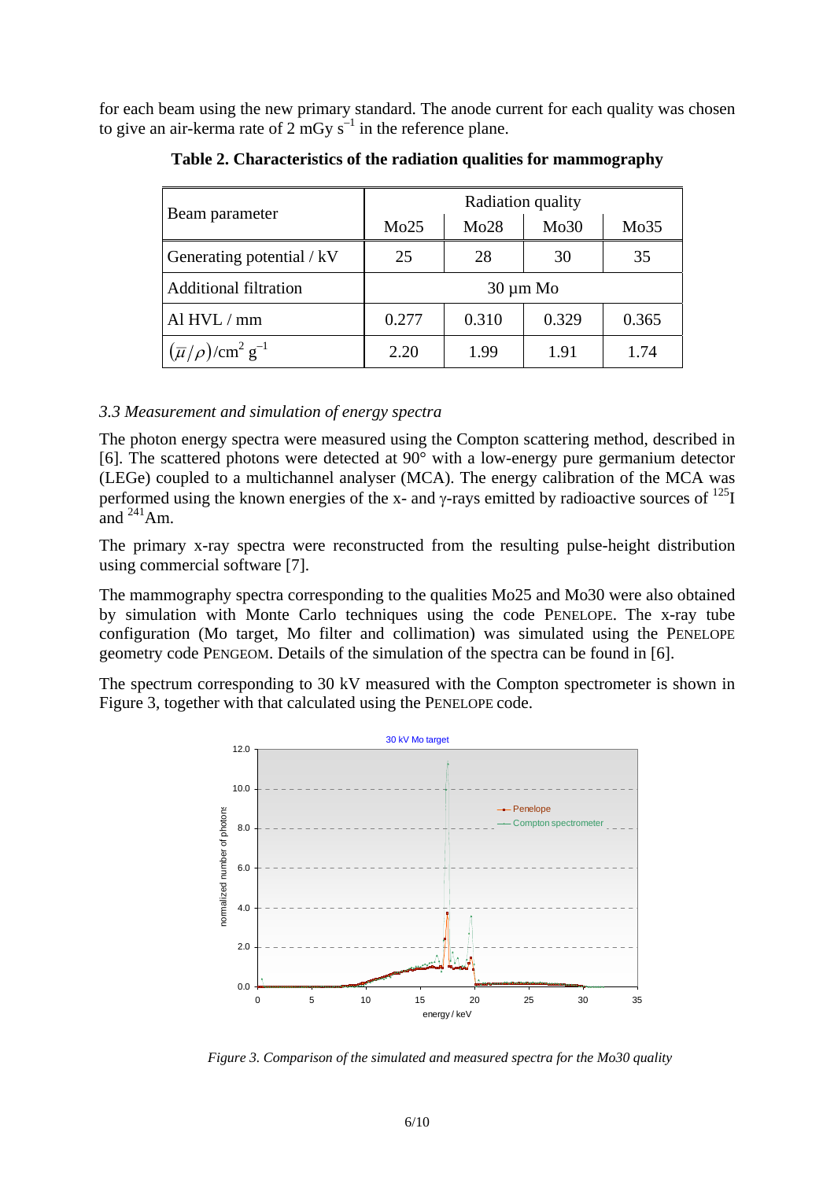for each beam using the new primary standard. The anode current for each quality was chosen to give an air-kerma rate of 2 mGy $s^{-1}$ in the reference plane.

**Table 2. Characteristics of the radiation qualities for mammography**

| Beam parameter | Radiation quality | | | |
|---|---|---|---|---|
| | Mo25 | Mo28 | Mo30 | Mo35 |
| Generating potential / kV | 25 | 28 | 30 | 35 |
| Additional filtration | 30 µm Mo | | | |
| Al HVL / mm | 0.277 | 0.310 | 0.329 | 0.365 |
| $(\bar{\mu}/\rho)$/cm$^2$ g$^{-1}$ | 2.20 | 1.99 | 1.91 | 1.74 |

### *3.3 Measurement and simulation of energy spectra*

The photon energy spectra were measured using the Compton scattering method, described in [6]. The scattered photons were detected at 90° with a low-energy pure germanium detector (LEGe) coupled to a multichannel analyser (MCA). The energy calibration of the MCA was performed using the known energies of the x- and γ-rays emitted by radioactive sources of $^{125}$I and $^{241}$Am.

The primary x-ray spectra were reconstructed from the resulting pulse-height distribution using commercial software [7].

The mammography spectra corresponding to the qualities Mo25 and Mo30 were also obtained by simulation with Monte Carlo techniques using the code PENELOPE. The x-ray tube configuration (Mo target, Mo filter and collimation) was simulated using the PENELOPE geometry code PENGEOM. Details of the simulation of the spectra can be found in [6].

The spectrum corresponding to 30 kV measured with the Compton spectrometer is shown in Figure 3, together with that calculated using the PENELOPE code.

*Figure 3. Comparison of the simulated and measured spectra for the Mo30 quality*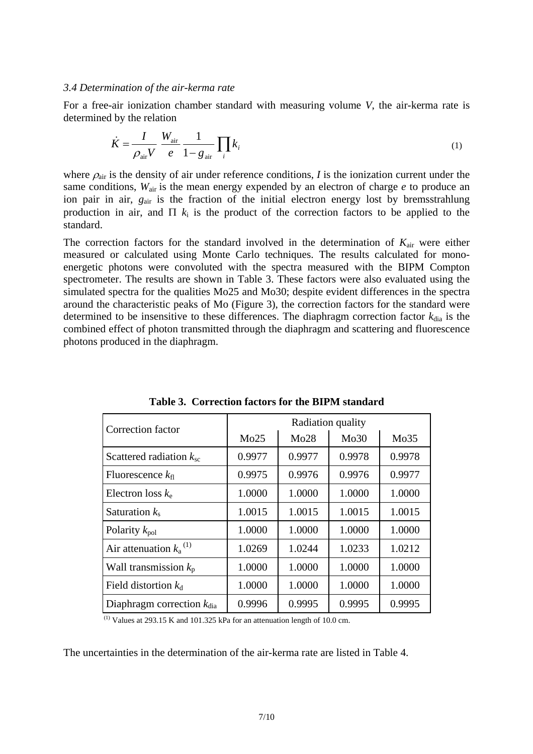### *3.4 Determination of the air-kerma rate*

For a free-air ionization chamber standard with measuring volume $V$, the air-kerma rate is determined by the relation

$$\dot{K} = \frac{I}{\rho_{\text{air}} V} \frac{W_{\text{air}}}{e} \frac{1}{1 - g_{\text{air}}} \prod_i k_i \tag{1}$$

where $\rho_{\text{air}}$ is the density of air under reference conditions, $I$ is the ionization current under the same conditions, $W_{\text{air}}$ is the mean energy expended by an electron of charge $e$ to produce an ion pair in air, $g_{\text{air}}$ is the fraction of the initial electron energy lost by bremsstrahlung production in air, and $\Pi\ k_{\text{i}}$ is the product of the correction factors to be applied to the standard.

The correction factors for the standard involved in the determination of $K_{\text{air}}$ were either measured or calculated using Monte Carlo techniques. The results calculated for mono-energetic photons were convoluted with the spectra measured with the BIPM Compton spectrometer. The results are shown in Table 3. These factors were also evaluated using the simulated spectra for the qualities Mo25 and Mo30; despite evident differences in the spectra around the characteristic peaks of Mo (Figure 3), the correction factors for the standard were determined to be insensitive to these differences. The diaphragm correction factor $k_{\text{dia}}$ is the combined effect of photon transmitted through the diaphragm and scattering and fluorescence photons produced in the diaphragm.

**Table 3. Correction factors for the BIPM standard**

| Correction factor | Radiation quality | | | |
|---|---|---|---|---|
| | Mo25 | Mo28 | Mo30 | Mo35 |
| Scattered radiation $k_{\text{sc}}$ | 0.9977 | 0.9977 | 0.9978 | 0.9978 |
| Fluorescence $k_{\text{fl}}$ | 0.9975 | 0.9976 | 0.9976 | 0.9977 |
| Electron loss $k_{\text{e}}$ | 1.0000 | 1.0000 | 1.0000 | 1.0000 |
| Saturation $k_{\text{s}}$ | 1.0015 | 1.0015 | 1.0015 | 1.0015 |
| Polarity $k_{\text{pol}}$ | 1.0000 | 1.0000 | 1.0000 | 1.0000 |
| Air attenuation $k_{\text{a}}$ (1) | 1.0269 | 1.0244 | 1.0233 | 1.0212 |
| Wall transmission $k_{\text{p}}$ | 1.0000 | 1.0000 | 1.0000 | 1.0000 |
| Field distortion $k_{\text{d}}$ | 1.0000 | 1.0000 | 1.0000 | 1.0000 |
| Diaphragm correction $k_{\text{dia}}$ | 0.9996 | 0.9995 | 0.9995 | 0.9995 |

(1) Values at 293.15 K and 101.325 kPa for an attenuation length of 10.0 cm.

The uncertainties in the determination of the air-kerma rate are listed in Table 4.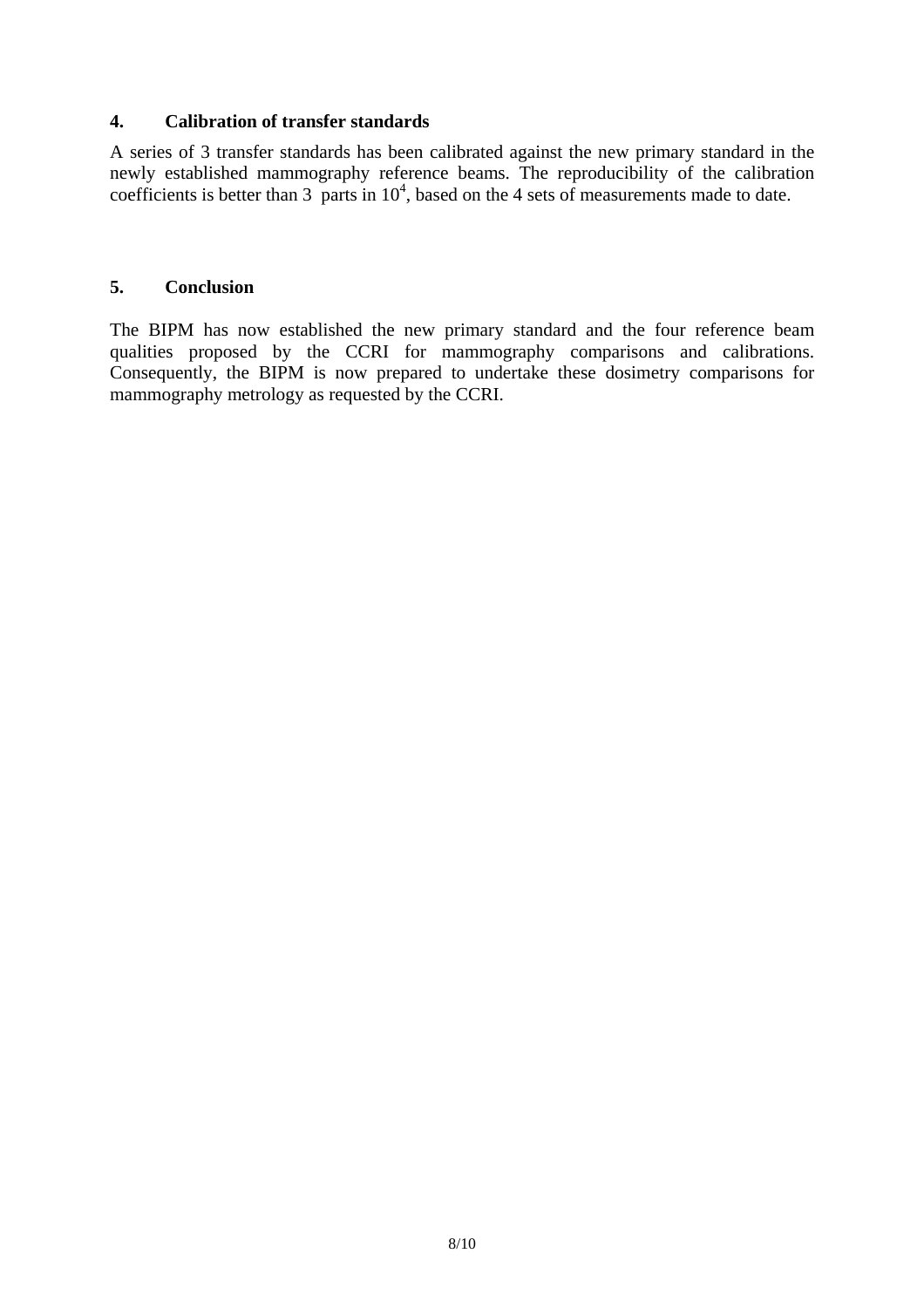## 4. Calibration of transfer standards

A series of 3 transfer standards has been calibrated against the new primary standard in the newly established mammography reference beams. The reproducibility of the calibration coefficients is better than 3 parts in $10^4$, based on the 4 sets of measurements made to date.

## 5. Conclusion

The BIPM has now established the new primary standard and the four reference beam qualities proposed by the CCRI for mammography comparisons and calibrations. Consequently, the BIPM is now prepared to undertake these dosimetry comparisons for mammography metrology as requested by the CCRI.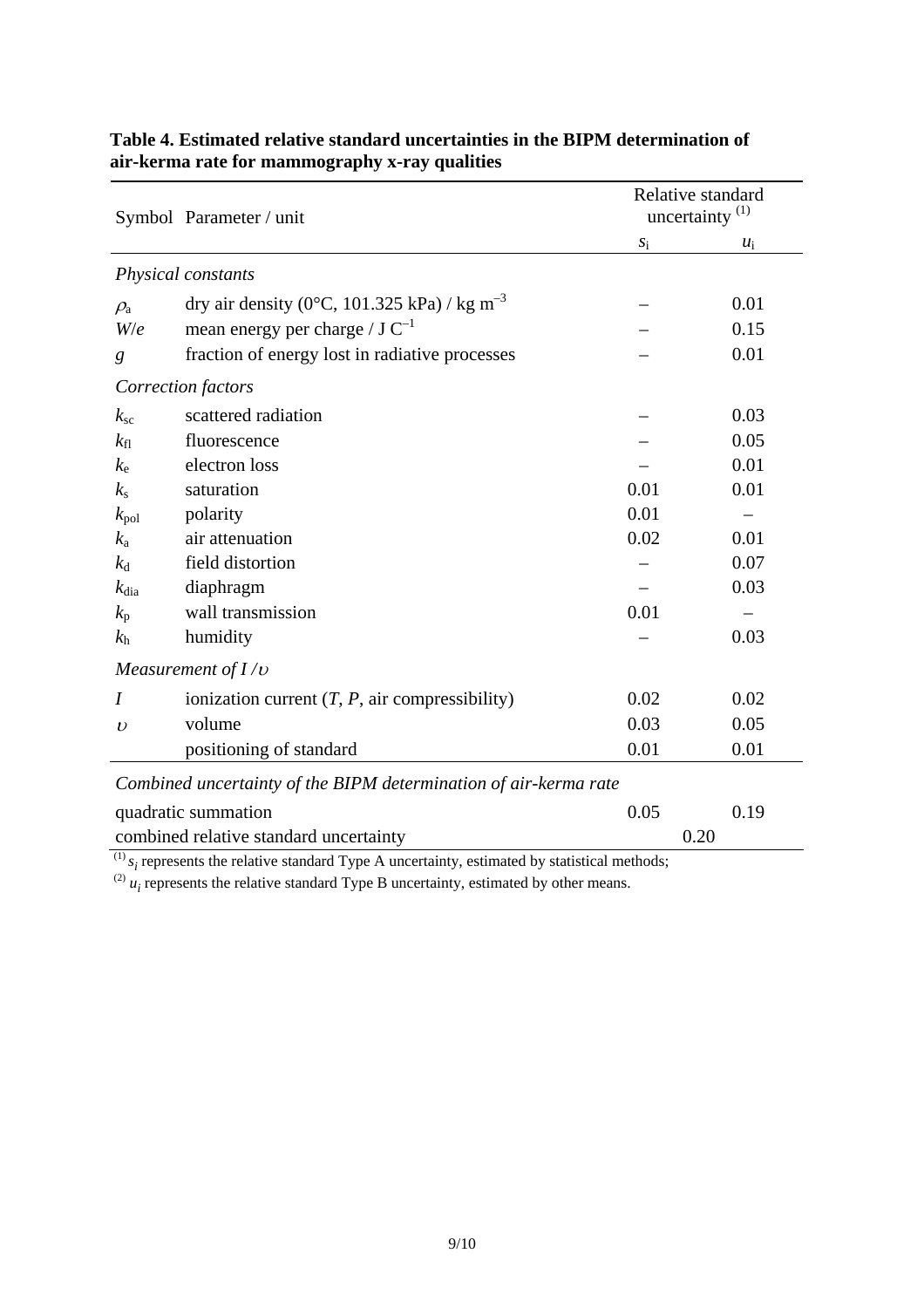**Table 4. Estimated relative standard uncertainties in the BIPM determination of air-kerma rate for mammography x-ray qualities**

| Symbol | Parameter / unit | Relative standard uncertainty [1] | |
|---|---|---|---|
| | | $s_i$ | $u_i$ |
| *Physical constants* | | | |
| $\rho_a$ | dry air density (0°C, 101.325 kPa) / kg m$^{-3}$ | – | 0.01 |
| $W/e$ | mean energy per charge / J C$^{-1}$ | – | 0.15 |
| $g$ | fraction of energy lost in radiative processes | – | 0.01 |
| *Correction factors* | | | |
| $k_{sc}$ | scattered radiation | – | 0.03 |
| $k_{fl}$ | fluorescence | – | 0.05 |
| $k_e$ | electron loss | – | 0.01 |
| $k_s$ | saturation | 0.01 | 0.01 |
| $k_{pol}$ | polarity | 0.01 | – |
| $k_a$ | air attenuation | 0.02 | 0.01 |
| $k_d$ | field distortion | – | 0.07 |
| $k_{dia}$ | diaphragm | – | 0.03 |
| $k_p$ | wall transmission | 0.01 | – |
| $k_h$ | humidity | – | 0.03 |
| *Measurement of $I/\upsilon$* | | | |
| $I$ | ionization current ($T$, $P$, air compressibility) | 0.02 | 0.02 |
| $\upsilon$ | volume | 0.03 | 0.05 |
| | positioning of standard | 0.01 | 0.01 |
| *Combined uncertainty of the BIPM determination of air-kerma rate* | | | |
| quadratic summation | | 0.05 | 0.19 |
| combined relative standard uncertainty | | 0.20 | |

[1] $s_i$ represents the relative standard Type A uncertainty, estimated by statistical methods;

[2] $u_i$ represents the relative standard Type B uncertainty, estimated by other means.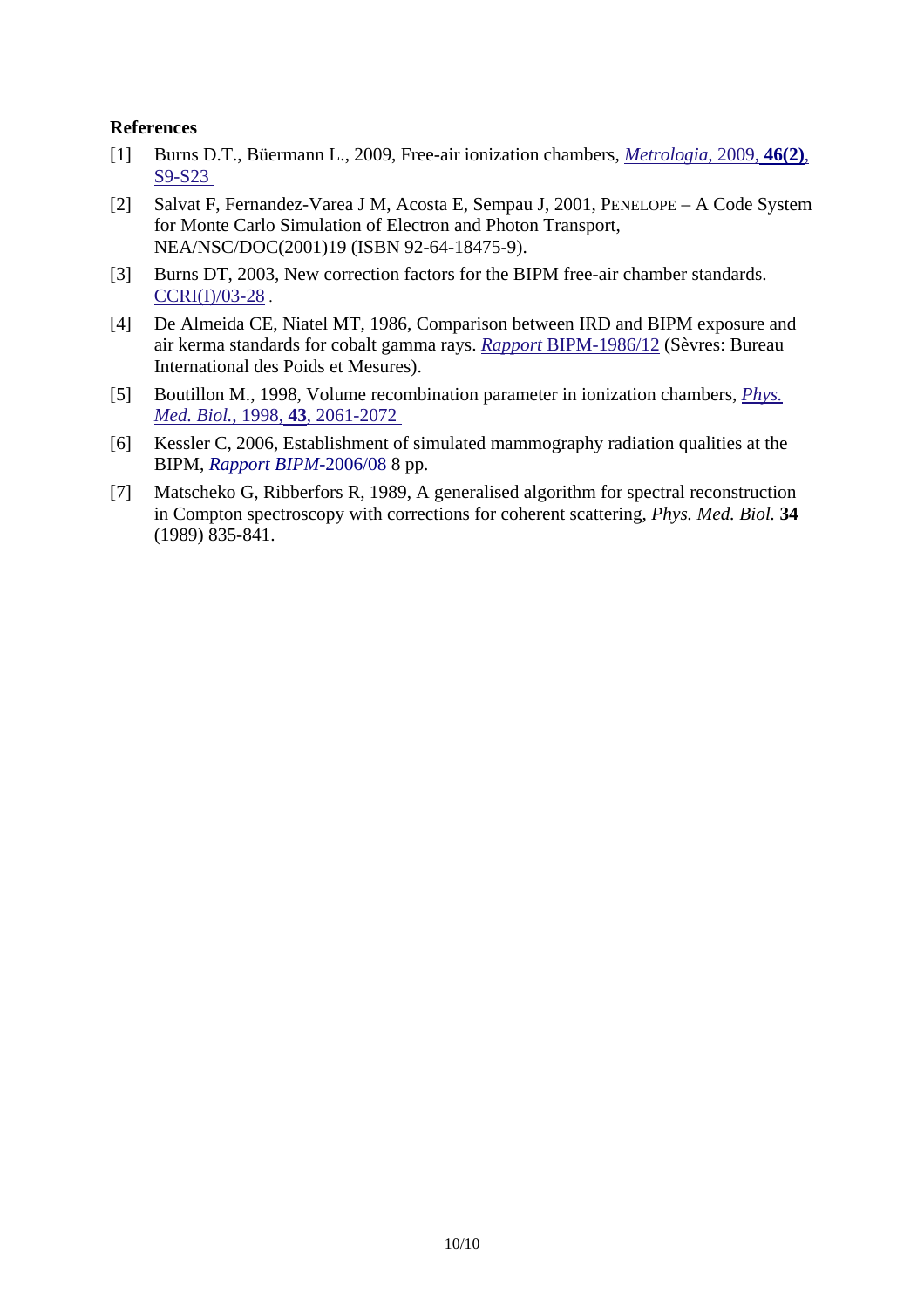**References**

[1] Burns D.T., Büermann L., 2009, Free-air ionization chambers, *Metrologia*, 2009, **46(2)**, S9-S23

[2] Salvat F, Fernandez-Varea J M, Acosta E, Sempau J, 2001, PENELOPE – A Code System for Monte Carlo Simulation of Electron and Photon Transport, NEA/NSC/DOC(2001)19 (ISBN 92-64-18475-9).

[3] Burns DT, 2003, New correction factors for the BIPM free-air chamber standards. CCRI(I)/03-28 .

[4] De Almeida CE, Niatel MT, 1986, Comparison between IRD and BIPM exposure and air kerma standards for cobalt gamma rays. *Rapport* BIPM-1986/12 (Sèvres: Bureau International des Poids et Mesures).

[5] Boutillon M., 1998, Volume recombination parameter in ionization chambers, *Phys. Med. Biol.*, 1998, **43**, 2061-2072

[6] Kessler C, 2006, Establishment of simulated mammography radiation qualities at the BIPM, *Rapport BIPM*-2006/08 8 pp.

[7] Matscheko G, Ribberfors R, 1989, A generalised algorithm for spectral reconstruction in Compton spectroscopy with corrections for coherent scattering, *Phys. Med. Biol.* **34** (1989) 835-841.